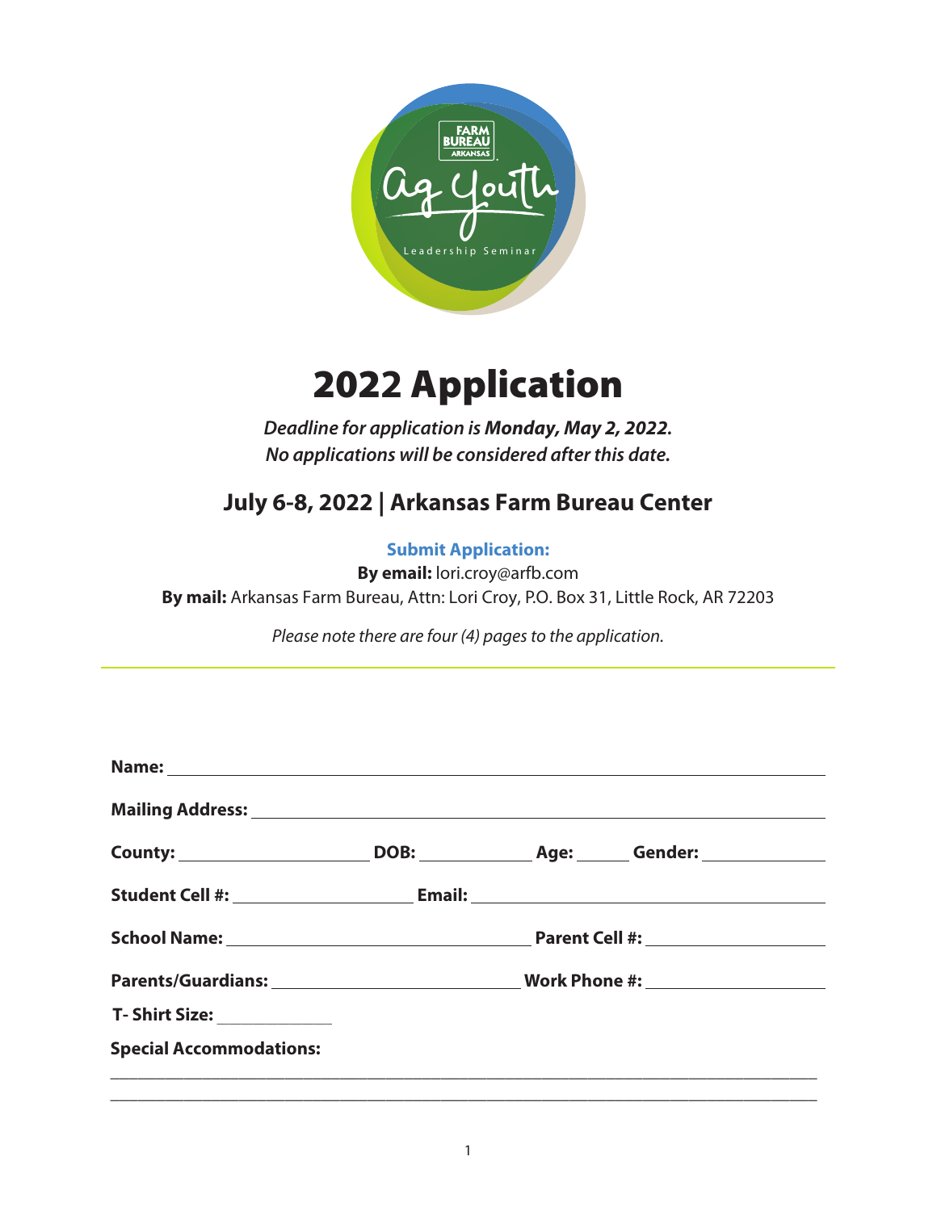# 2022 Application

*Deadline for application is **Monday, May 2, 2022.***
*No applications will be considered after this date.*

## July 6-8, 2022 | Arkansas Farm Bureau Center

**Submit Application:**

**By email:** lori.croy@arfb.com

**By mail:** Arkansas Farm Bureau, Attn: Lori Croy, P.O. Box 31, Little Rock, AR 72203

*Please note there are four (4) pages to the application.*

---

**Name:** ______________________________________________

**Mailing Address:** ______________________________________________

**County:** ____________ **DOB:** ____________ **Age:** ______ **Gender:** ____________

**Student Cell #:** ____________ **Email:** ______________________

**School Name:** ______________________ **Parent Cell #:** ____________

**Parents/Guardians:** ______________________ **Work Phone #:** ____________

**T- Shirt Size:** ____________

**Special Accommodations:**

______________________________________________

______________________________________________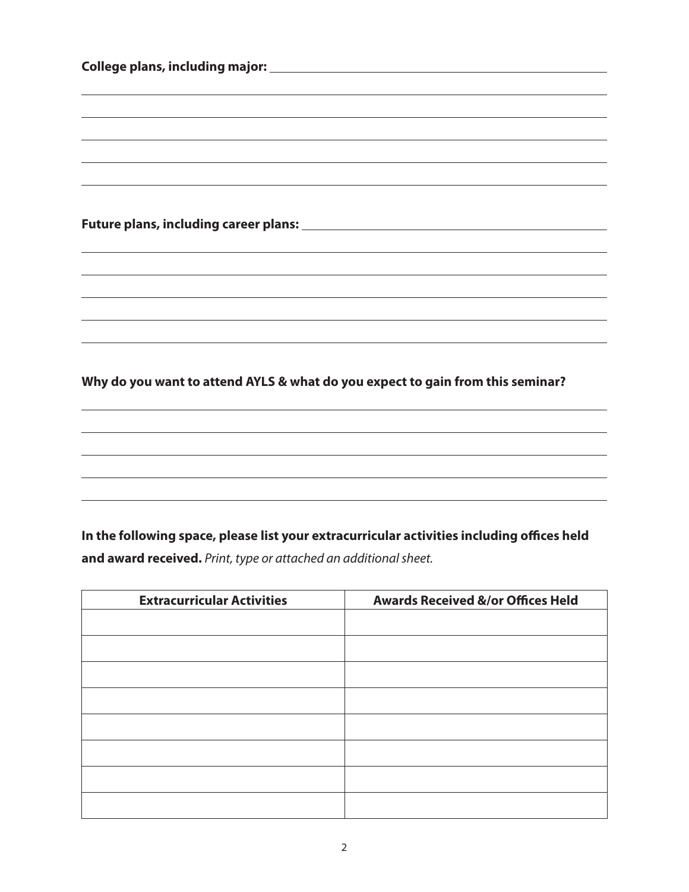**College plans, including major:** \_\_\_\_\_\_\_\_\_\_\_\_\_\_\_\_\_\_\_\_\_\_\_\_\_\_\_\_\_\_\_\_\_\_\_\_\_\_\_\_

**Future plans, including career plans:** \_\_\_\_\_\_\_\_\_\_\_\_\_\_\_\_\_\_\_\_\_\_\_\_\_\_\_\_\_\_\_\_\_\_\_\_\_\_\_\_

**Why do you want to attend AYLS & what do you expect to gain from this seminar?**

**In the following space, please list your extracurricular activities including offices held and award received.** *Print, type or attached an additional sheet.*

| Extracurricular Activities | Awards Received &/or Offices Held |
| --- | --- |
| | |
| | |
| | |
| | |
| | |
| | |
| | |
| | |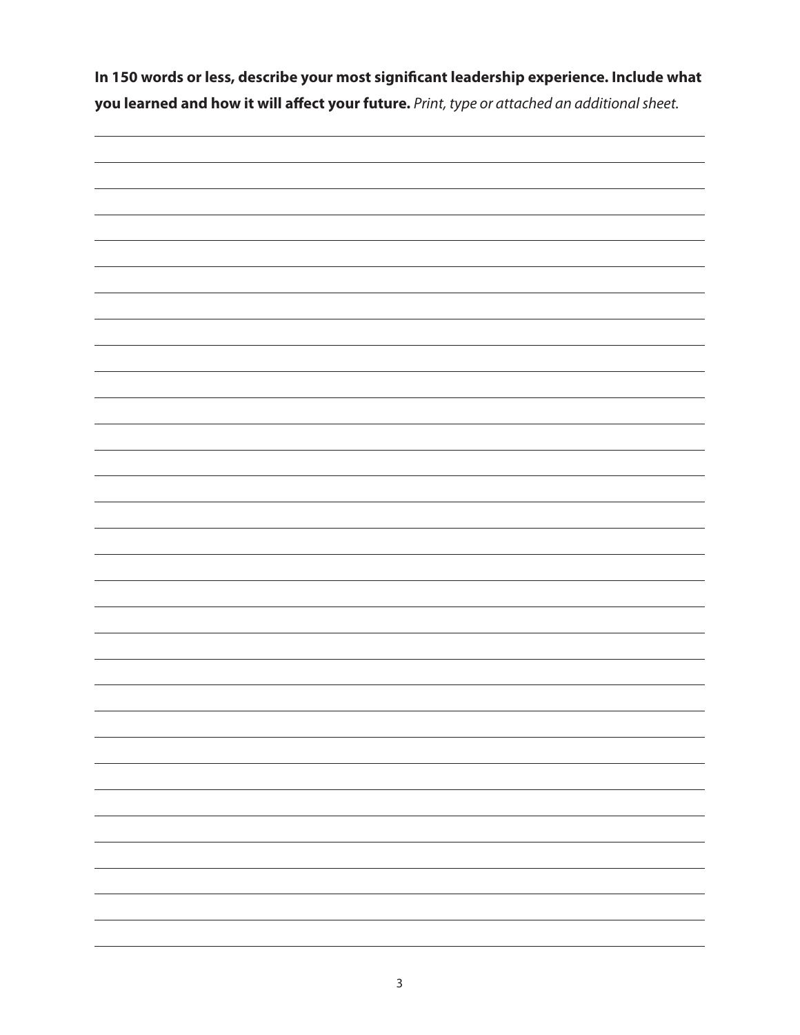**In 150 words or less, describe your most significant leadership experience. Include what you learned and how it will affect your future.** *Print, type or attached an additional sheet.*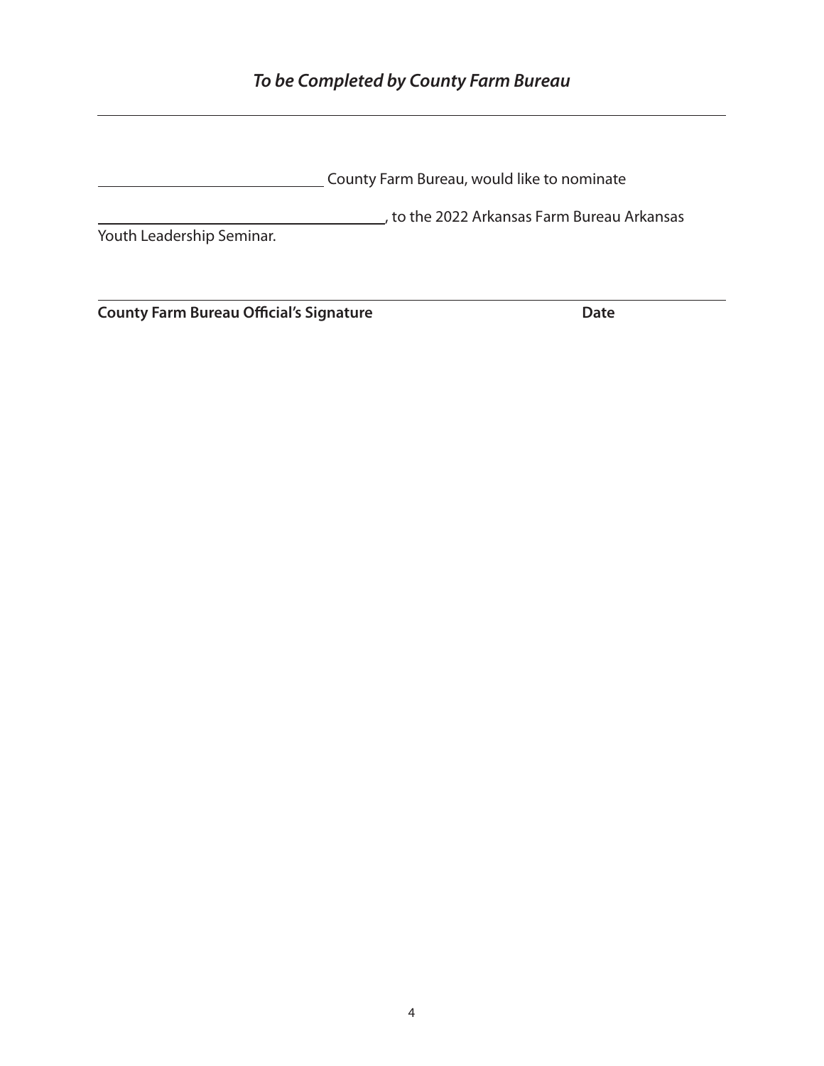## *To be Completed by County Farm Bureau*

---

______________________________ County Farm Bureau, would like to nominate

______________________________________, to the 2022 Arkansas Farm Bureau Arkansas Youth Leadership Seminar.

______________________________________________________________________________

**County Farm Bureau Official's Signature** **Date**